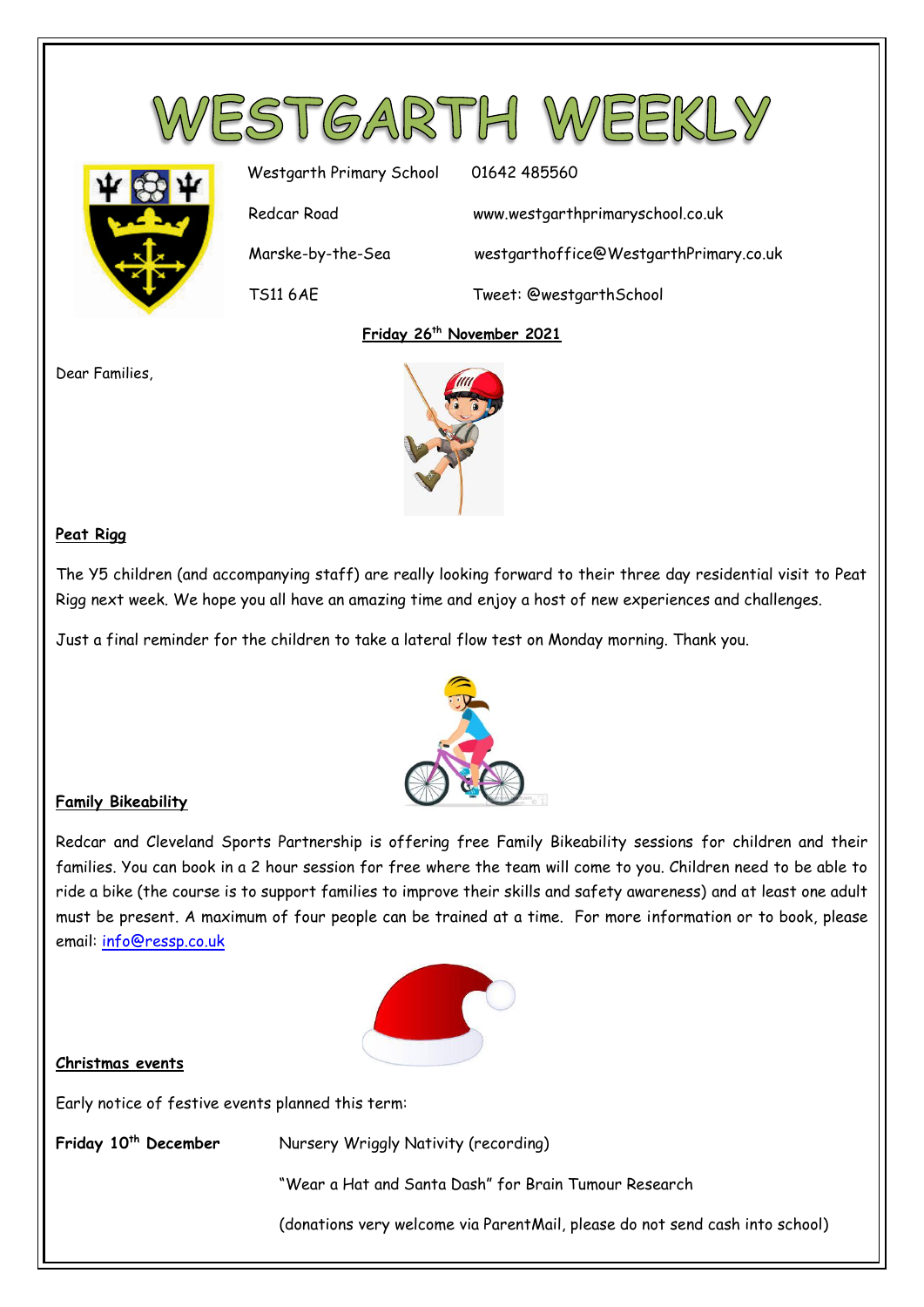# WESTGARTH WEEKLY

| | |
|---|---|
| Westgarth Primary School | 01642 485560 |
| Redcar Road | www.westgarthprimaryschool.co.uk |
| Marske-by-the-Sea | westgarthoffice@WestgarthPrimary.co.uk |
| TS11 6AE | Tweet: @westgarthSchool |

**Friday 26th November 2021**

Dear Families,

**Peat Rigg**

The Y5 children (and accompanying staff) are really looking forward to their three day residential visit to Peat Rigg next week. We hope you all have an amazing time and enjoy a host of new experiences and challenges.

Just a final reminder for the children to take a lateral flow test on Monday morning. Thank you.

**Family Bikeability**

Redcar and Cleveland Sports Partnership is offering free Family Bikeability sessions for children and their families. You can book in a 2 hour session for free where the team will come to you. Children need to be able to ride a bike (the course is to support families to improve their skills and safety awareness) and at least one adult must be present. A maximum of four people can be trained at a time. For more information or to book, please email: info@ressp.co.uk

**Christmas events**

Early notice of festive events planned this term:

**Friday 10th December** Nursery Wriggly Nativity (recording)

"Wear a Hat and Santa Dash" for Brain Tumour Research

(donations very welcome via ParentMail, please do not send cash into school)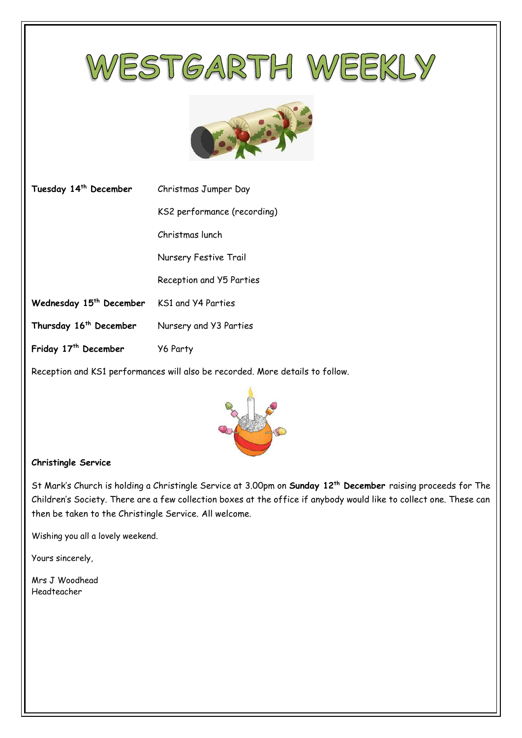# WESTGARTH WEEKLY

| | |
|---|---|
| **Tuesday 14th December** | Christmas Jumper Day |
| | KS2 performance (recording) |
| | Christmas lunch |
| | Nursery Festive Trail |
| | Reception and Y5 Parties |
| **Wednesday 15th December** | KS1 and Y4 Parties |
| **Thursday 16th December** | Nursery and Y3 Parties |
| **Friday 17th December** | Y6 Party |

Reception and KS1 performances will also be recorded. More details to follow.

**Christingle Service**

St Mark's Church is holding a Christingle Service at 3.00pm on **Sunday 12th December** raising proceeds for The Children's Society. There are a few collection boxes at the office if anybody would like to collect one. These can then be taken to the Christingle Service. All welcome.

Wishing you all a lovely weekend.

Yours sincerely,

Mrs J Woodhead
Headteacher